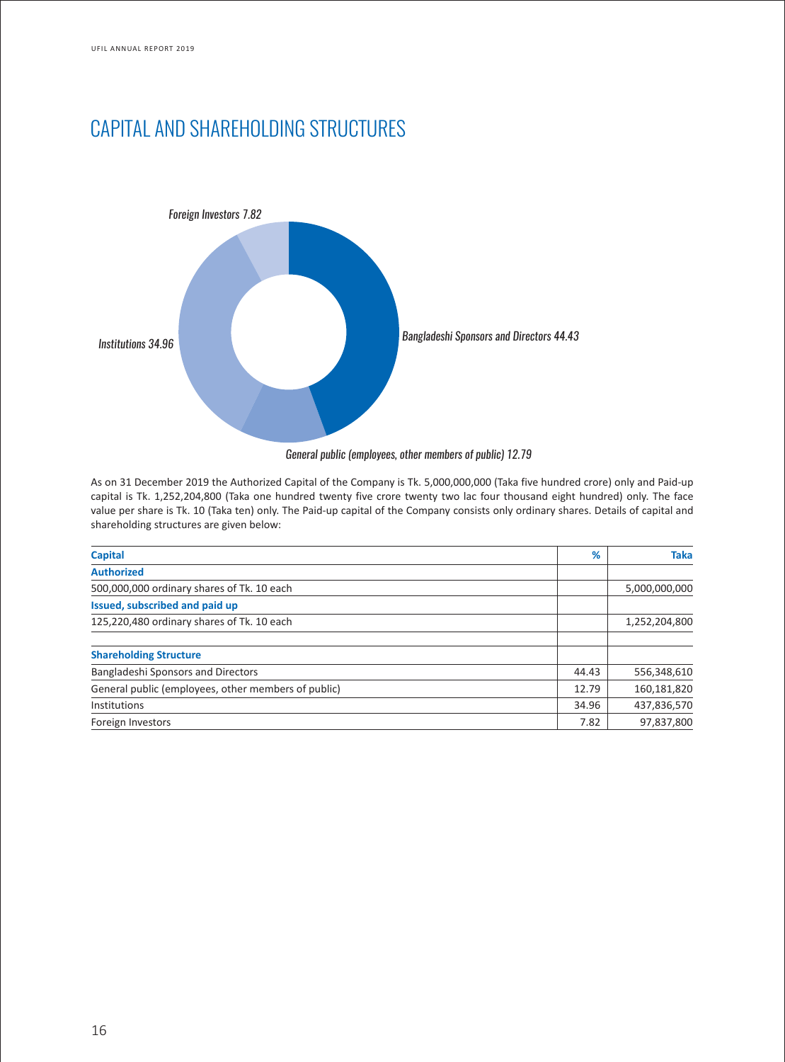# CAPITAL AND SHAREHOLDING STRUCTURES

*Foreign Investors 7.82*

*Institutions 34.96*

*Bangladeshi Sponsors and Directors 44.43*

*General public (employees, other members of public) 12.79*

As on 31 December 2019 the Authorized Capital of the Company is Tk. 5,000,000,000 (Taka five hundred crore) only and Paid-up capital is Tk. 1,252,204,800 (Taka one hundred twenty five crore twenty two lac four thousand eight hundred) only. The face value per share is Tk. 10 (Taka ten) only. The Paid-up capital of the Company consists only ordinary shares. Details of capital and shareholding structures are given below:

| Capital | % | Taka |
|---|---|---|
| **Authorized** | | |
| 500,000,000 ordinary shares of Tk. 10 each | | 5,000,000,000 |
| **Issued, subscribed and paid up** | | |
| 125,220,480 ordinary shares of Tk. 10 each | | 1,252,204,800 |
| | | |
| **Shareholding Structure** | | |
| Bangladeshi Sponsors and Directors | 44.43 | 556,348,610 |
| General public (employees, other members of public) | 12.79 | 160,181,820 |
| Institutions | 34.96 | 437,836,570 |
| Foreign Investors | 7.82 | 97,837,800 |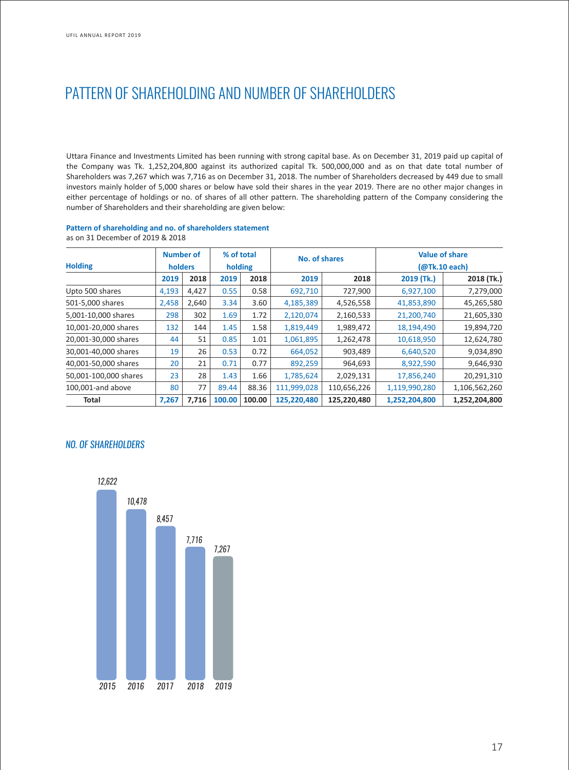# PATTERN OF SHAREHOLDING AND NUMBER OF SHAREHOLDERS

Uttara Finance and Investments Limited has been running with strong capital base. As on December 31, 2019 paid up capital of the Company was Tk. 1,252,204,800 against its authorized capital Tk. 500,000,000 and as on that date total number of Shareholders was 7,267 which was 7,716 as on December 31, 2018. The number of Shareholders decreased by 449 due to small investors mainly holder of 5,000 shares or below have sold their shares in the year 2019. There are no other major changes in either percentage of holdings or no. of shares of all other pattern. The shareholding pattern of the Company considering the number of Shareholders and their shareholding are given below:

**Pattern of shareholding and no. of shareholders statement**
as on 31 December of 2019 & 2018

| Holding | Number of holders | | % of total holding | | No. of shares | | Value of share (@Tk.10 each) | |
|---|---|---|---|---|---|---|---|---|
| | 2019 | 2018 | 2019 | 2018 | 2019 | 2018 | 2019 (Tk.) | 2018 (Tk.) |
| Upto 500 shares | 4,193 | 4,427 | 0.55 | 0.58 | 692,710 | 727,900 | 6,927,100 | 7,279,000 |
| 501-5,000 shares | 2,458 | 2,640 | 3.34 | 3.60 | 4,185,389 | 4,526,558 | 41,853,890 | 45,265,580 |
| 5,001-10,000 shares | 298 | 302 | 1.69 | 1.72 | 2,120,074 | 2,160,533 | 21,200,740 | 21,605,330 |
| 10,001-20,000 shares | 132 | 144 | 1.45 | 1.58 | 1,819,449 | 1,989,472 | 18,194,490 | 19,894,720 |
| 20,001-30,000 shares | 44 | 51 | 0.85 | 1.01 | 1,061,895 | 1,262,478 | 10,618,950 | 12,624,780 |
| 30,001-40,000 shares | 19 | 26 | 0.53 | 0.72 | 664,052 | 903,489 | 6,640,520 | 9,034,890 |
| 40,001-50,000 shares | 20 | 21 | 0.71 | 0.77 | 892,259 | 964,693 | 8,922,590 | 9,646,930 |
| 50,001-100,000 shares | 23 | 28 | 1.43 | 1.66 | 1,785,624 | 2,029,131 | 17,856,240 | 20,291,310 |
| 100,001-and above | 80 | 77 | 89.44 | 88.36 | 111,999,028 | 110,656,226 | 1,119,990,280 | 1,106,562,260 |
| **Total** | **7,267** | **7,716** | **100.00** | **100.00** | **125,220,480** | **125,220,480** | **1,252,204,800** | **1,252,204,800** |

## *NO. OF SHAREHOLDERS*

| Year | No. of Shareholders |
|---|---|
| 2015 | 12,622 |
| 2016 | 10,478 |
| 2017 | 8,457 |
| 2018 | 7,716 |
| 2019 | 7,267 |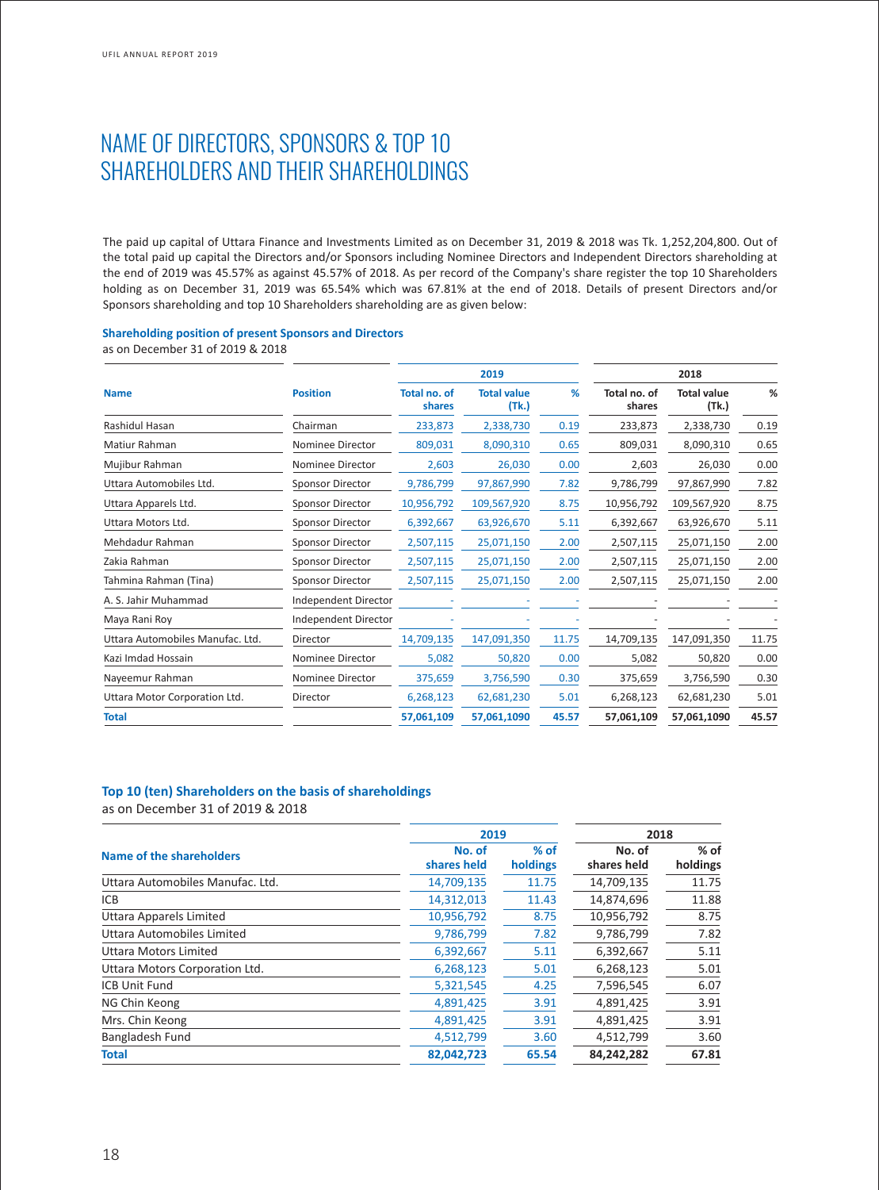# NAME OF DIRECTORS, SPONSORS & TOP 10 SHAREHOLDERS AND THEIR SHAREHOLDINGS

The paid up capital of Uttara Finance and Investments Limited as on December 31, 2019 & 2018 was Tk. 1,252,204,800. Out of the total paid up capital the Directors and/or Sponsors including Nominee Directors and Independent Directors shareholding at the end of 2019 was 45.57% as against 45.57% of 2018. As per record of the Company's share register the top 10 Shareholders holding as on December 31, 2019 was 65.54% which was 67.81% at the end of 2018. Details of present Directors and/or Sponsors shareholding and top 10 Shareholders shareholding are as given below:

**Shareholding position of present Sponsors and Directors**

as on December 31 of 2019 & 2018

| Name | Position | 2019 | | | 2018 | | |
|---|---|---|---|---|---|---|---|
| | | Total no. of shares | Total value (Tk.) | % | Total no. of shares | Total value (Tk.) | % |
| Rashidul Hasan | Chairman | 233,873 | 2,338,730 | 0.19 | 233,873 | 2,338,730 | 0.19 |
| Matiur Rahman | Nominee Director | 809,031 | 8,090,310 | 0.65 | 809,031 | 8,090,310 | 0.65 |
| Mujibur Rahman | Nominee Director | 2,603 | 26,030 | 0.00 | 2,603 | 26,030 | 0.00 |
| Uttara Automobiles Ltd. | Sponsor Director | 9,786,799 | 97,867,990 | 7.82 | 9,786,799 | 97,867,990 | 7.82 |
| Uttara Apparels Ltd. | Sponsor Director | 10,956,792 | 109,567,920 | 8.75 | 10,956,792 | 109,567,920 | 8.75 |
| Uttara Motors Ltd. | Sponsor Director | 6,392,667 | 63,926,670 | 5.11 | 6,392,667 | 63,926,670 | 5.11 |
| Mehdadur Rahman | Sponsor Director | 2,507,115 | 25,071,150 | 2.00 | 2,507,115 | 25,071,150 | 2.00 |
| Zakia Rahman | Sponsor Director | 2,507,115 | 25,071,150 | 2.00 | 2,507,115 | 25,071,150 | 2.00 |
| Tahmina Rahman (Tina) | Sponsor Director | 2,507,115 | 25,071,150 | 2.00 | 2,507,115 | 25,071,150 | 2.00 |
| A. S. Jahir Muhammad | Independent Director | - | - | - | - | - | - |
| Maya Rani Roy | Independent Director | - | - | - | - | - | - |
| Uttara Automobiles Manufac. Ltd. | Director | 14,709,135 | 147,091,350 | 11.75 | 14,709,135 | 147,091,350 | 11.75 |
| Kazi Imdad Hossain | Nominee Director | 5,082 | 50,820 | 0.00 | 5,082 | 50,820 | 0.00 |
| Nayeemur Rahman | Nominee Director | 375,659 | 3,756,590 | 0.30 | 375,659 | 3,756,590 | 0.30 |
| Uttara Motor Corporation Ltd. | Director | 6,268,123 | 62,681,230 | 5.01 | 6,268,123 | 62,681,230 | 5.01 |
| **Total** | | **57,061,109** | **57,061,1090** | **45.57** | **57,061,109** | **57,061,1090** | **45.57** |

**Top 10 (ten) Shareholders on the basis of shareholdings**

as on December 31 of 2019 & 2018

| Name of the shareholders | 2019 | | 2018 | |
|---|---|---|---|---|
| | No. of shares held | % of holdings | No. of shares held | % of holdings |
| Uttara Automobiles Manufac. Ltd. | 14,709,135 | 11.75 | 14,709,135 | 11.75 |
| ICB | 14,312,013 | 11.43 | 14,874,696 | 11.88 |
| Uttara Apparels Limited | 10,956,792 | 8.75 | 10,956,792 | 8.75 |
| Uttara Automobiles Limited | 9,786,799 | 7.82 | 9,786,799 | 7.82 |
| Uttara Motors Limited | 6,392,667 | 5.11 | 6,392,667 | 5.11 |
| Uttara Motors Corporation Ltd. | 6,268,123 | 5.01 | 6,268,123 | 5.01 |
| ICB Unit Fund | 5,321,545 | 4.25 | 7,596,545 | 6.07 |
| NG Chin Keong | 4,891,425 | 3.91 | 4,891,425 | 3.91 |
| Mrs. Chin Keong | 4,891,425 | 3.91 | 4,891,425 | 3.91 |
| Bangladesh Fund | 4,512,799 | 3.60 | 4,512,799 | 3.60 |
| **Total** | **82,042,723** | **65.54** | **84,242,282** | **67.81** |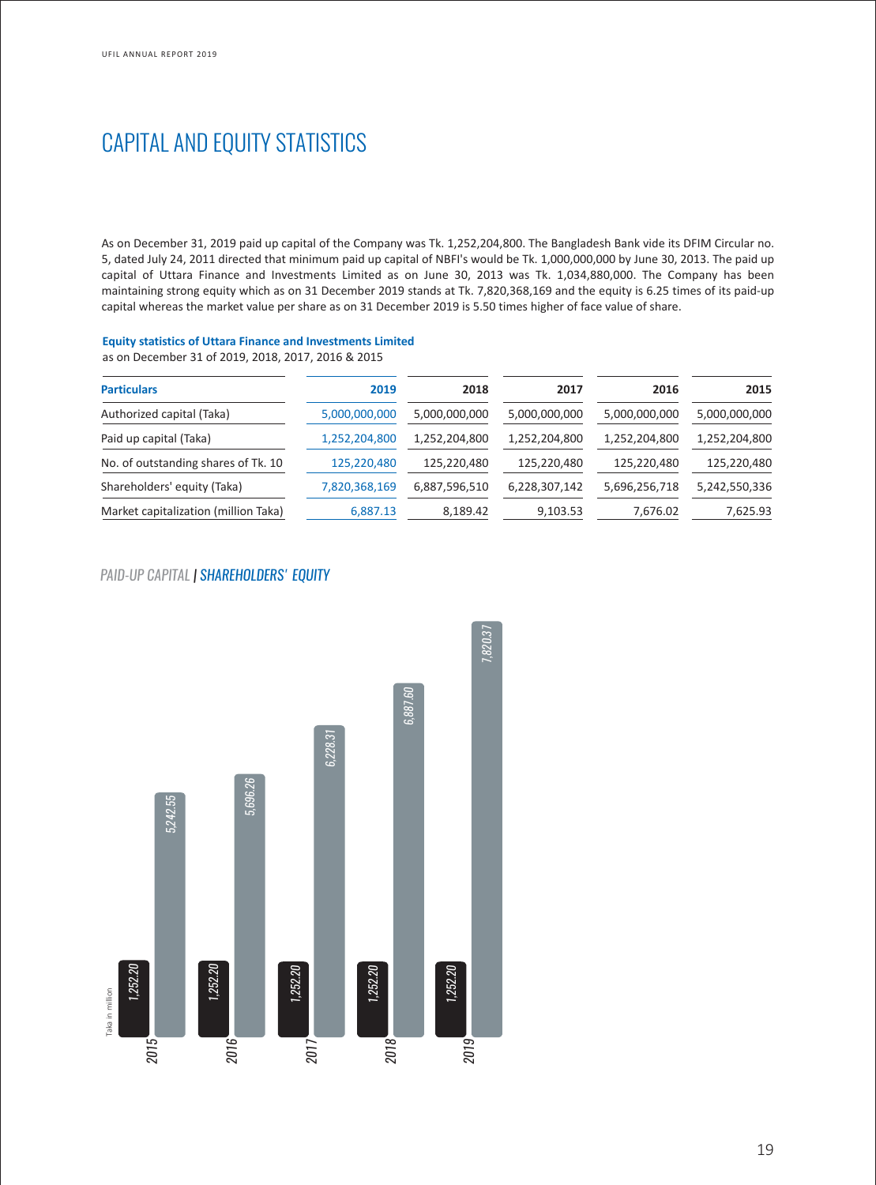# CAPITAL AND EQUITY STATISTICS

As on December 31, 2019 paid up capital of the Company was Tk. 1,252,204,800. The Bangladesh Bank vide its DFIM Circular no. 5, dated July 24, 2011 directed that minimum paid up capital of NBFI's would be Tk. 1,000,000,000 by June 30, 2013. The paid up capital of Uttara Finance and Investments Limited as on June 30, 2013 was Tk. 1,034,880,000. The Company has been maintaining strong equity which as on 31 December 2019 stands at Tk. 7,820,368,169 and the equity is 6.25 times of its paid-up capital whereas the market value per share as on 31 December 2019 is 5.50 times higher of face value of share.

**Equity statistics of Uttara Finance and Investments Limited**
as on December 31 of 2019, 2018, 2017, 2016 & 2015

| Particulars | 2019 | 2018 | 2017 | 2016 | 2015 |
|---|---|---|---|---|---|
| Authorized capital (Taka) | 5,000,000,000 | 5,000,000,000 | 5,000,000,000 | 5,000,000,000 | 5,000,000,000 |
| Paid up capital (Taka) | 1,252,204,800 | 1,252,204,800 | 1,252,204,800 | 1,252,204,800 | 1,252,204,800 |
| No. of outstanding shares of Tk. 10 | 125,220,480 | 125,220,480 | 125,220,480 | 125,220,480 | 125,220,480 |
| Shareholders' equity (Taka) | 7,820,368,169 | 6,887,596,510 | 6,228,307,142 | 5,696,256,718 | 5,242,550,336 |
| Market capitalization (million Taka) | 6,887.13 | 8,189.42 | 9,103.53 | 7,676.02 | 7,625.93 |

*PAID-UP CAPITAL | SHAREHOLDERS' EQUITY*

Taka in million

| Year | Paid-up Capital | Shareholders' Equity |
|---|---|---|
| 2015 | 1,252.20 | 5,242.55 |
| 2016 | 1,252.20 | 5,696.26 |
| 2017 | 1,252.20 | 6,228.31 |
| 2018 | 1,252.20 | 6,887.60 |
| 2019 | 1,252.20 | 7,820.37 |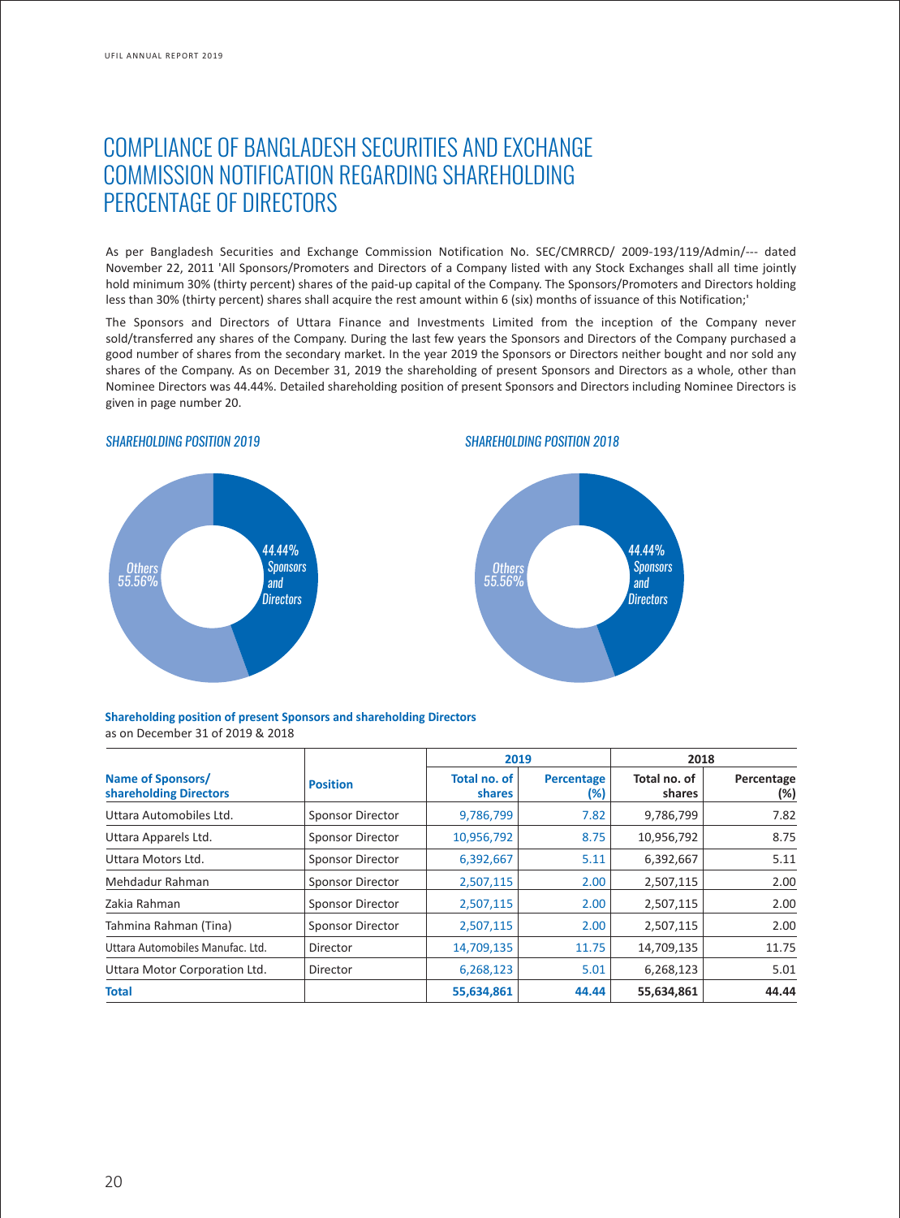# COMPLIANCE OF BANGLADESH SECURITIES AND EXCHANGE COMMISSION NOTIFICATION REGARDING SHAREHOLDING PERCENTAGE OF DIRECTORS

As per Bangladesh Securities and Exchange Commission Notification No. SEC/CMRRCD/ 2009-193/119/Admin/--- dated November 22, 2011 'All Sponsors/Promoters and Directors of a Company listed with any Stock Exchanges shall all time jointly hold minimum 30% (thirty percent) shares of the paid-up capital of the Company. The Sponsors/Promoters and Directors holding less than 30% (thirty percent) shares shall acquire the rest amount within 6 (six) months of issuance of this Notification;'

The Sponsors and Directors of Uttara Finance and Investments Limited from the inception of the Company never sold/transferred any shares of the Company. During the last few years the Sponsors and Directors of the Company purchased a good number of shares from the secondary market. In the year 2019 the Sponsors or Directors neither bought and nor sold any shares of the Company. As on December 31, 2019 the shareholding of present Sponsors and Directors as a whole, other than Nominee Directors was 44.44%. Detailed shareholding position of present Sponsors and Directors including Nominee Directors is given in page number 20.

*SHAREHOLDING POSITION 2019*

44.44% Sponsors and Directors

Others 55.56%

*SHAREHOLDING POSITION 2018*

44.44% Sponsors and Directors

Others 55.56%

**Shareholding position of present Sponsors and shareholding Directors**
as on December 31 of 2019 & 2018

| Name of Sponsors/ shareholding Directors | Position | 2019 | | 2018 | |
|---|---|---|---|---|---|
| | | Total no. of shares | Percentage (%) | Total no. of shares | Percentage (%) |
| Uttara Automobiles Ltd. | Sponsor Director | 9,786,799 | 7.82 | 9,786,799 | 7.82 |
| Uttara Apparels Ltd. | Sponsor Director | 10,956,792 | 8.75 | 10,956,792 | 8.75 |
| Uttara Motors Ltd. | Sponsor Director | 6,392,667 | 5.11 | 6,392,667 | 5.11 |
| Mehdadur Rahman | Sponsor Director | 2,507,115 | 2.00 | 2,507,115 | 2.00 |
| Zakia Rahman | Sponsor Director | 2,507,115 | 2.00 | 2,507,115 | 2.00 |
| Tahmina Rahman (Tina) | Sponsor Director | 2,507,115 | 2.00 | 2,507,115 | 2.00 |
| Uttara Automobiles Manufac. Ltd. | Director | 14,709,135 | 11.75 | 14,709,135 | 11.75 |
| Uttara Motor Corporation Ltd. | Director | 6,268,123 | 5.01 | 6,268,123 | 5.01 |
| **Total** | | **55,634,861** | **44.44** | **55,634,861** | **44.44** |